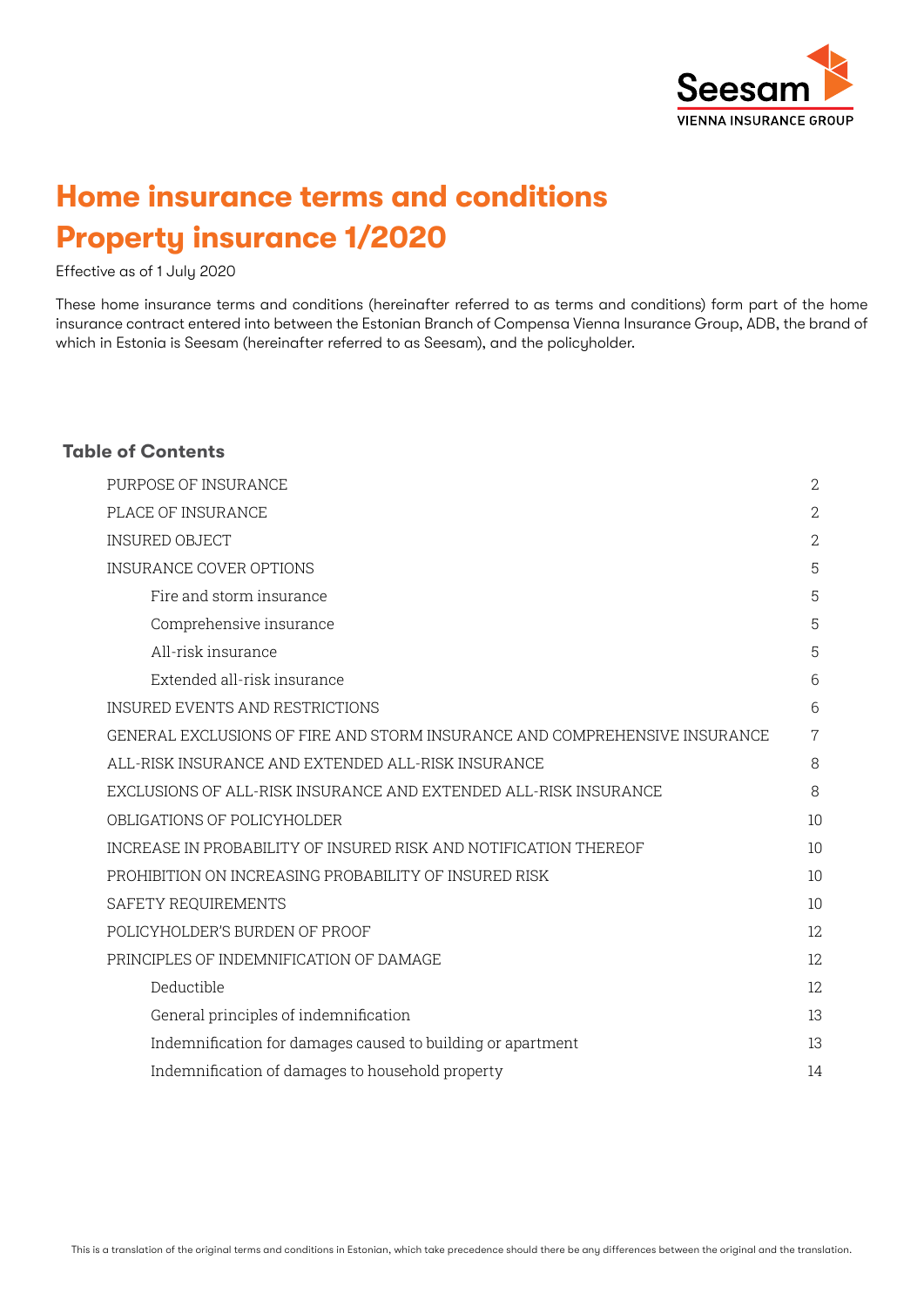# Home insurance terms and conditions
# Property insurance 1/2020

Effective as of 1 July 2020

These home insurance terms and conditions (hereinafter referred to as terms and conditions) form part of the home insurance contract entered into between the Estonian Branch of Compensa Vienna Insurance Group, ADB, the brand of which in Estonia is Seesam (hereinafter referred to as Seesam), and the policyholder.

## Table of Contents

| | |
|---|---|
| PURPOSE OF INSURANCE | 2 |
| PLACE OF INSURANCE | 2 |
| INSURED OBJECT | 2 |
| INSURANCE COVER OPTIONS | 5 |
| Fire and storm insurance | 5 |
| Comprehensive insurance | 5 |
| All-risk insurance | 5 |
| Extended all-risk insurance | 6 |
| INSURED EVENTS AND RESTRICTIONS | 6 |
| GENERAL EXCLUSIONS OF FIRE AND STORM INSURANCE AND COMPREHENSIVE INSURANCE | 7 |
| ALL-RISK INSURANCE AND EXTENDED ALL-RISK INSURANCE | 8 |
| EXCLUSIONS OF ALL-RISK INSURANCE AND EXTENDED ALL-RISK INSURANCE | 8 |
| OBLIGATIONS OF POLICYHOLDER | 10 |
| INCREASE IN PROBABILITY OF INSURED RISK AND NOTIFICATION THEREOF | 10 |
| PROHIBITION ON INCREASING PROBABILITY OF INSURED RISK | 10 |
| SAFETY REQUIREMENTS | 10 |
| POLICYHOLDER'S BURDEN OF PROOF | 12 |
| PRINCIPLES OF INDEMNIFICATION OF DAMAGE | 12 |
| Deductible | 12 |
| General principles of indemnification | 13 |
| Indemnification for damages caused to building or apartment | 13 |
| Indemnification of damages to household property | 14 |

This is a translation of the original terms and conditions in Estonian, which take precedence should there be any differences between the original and the translation.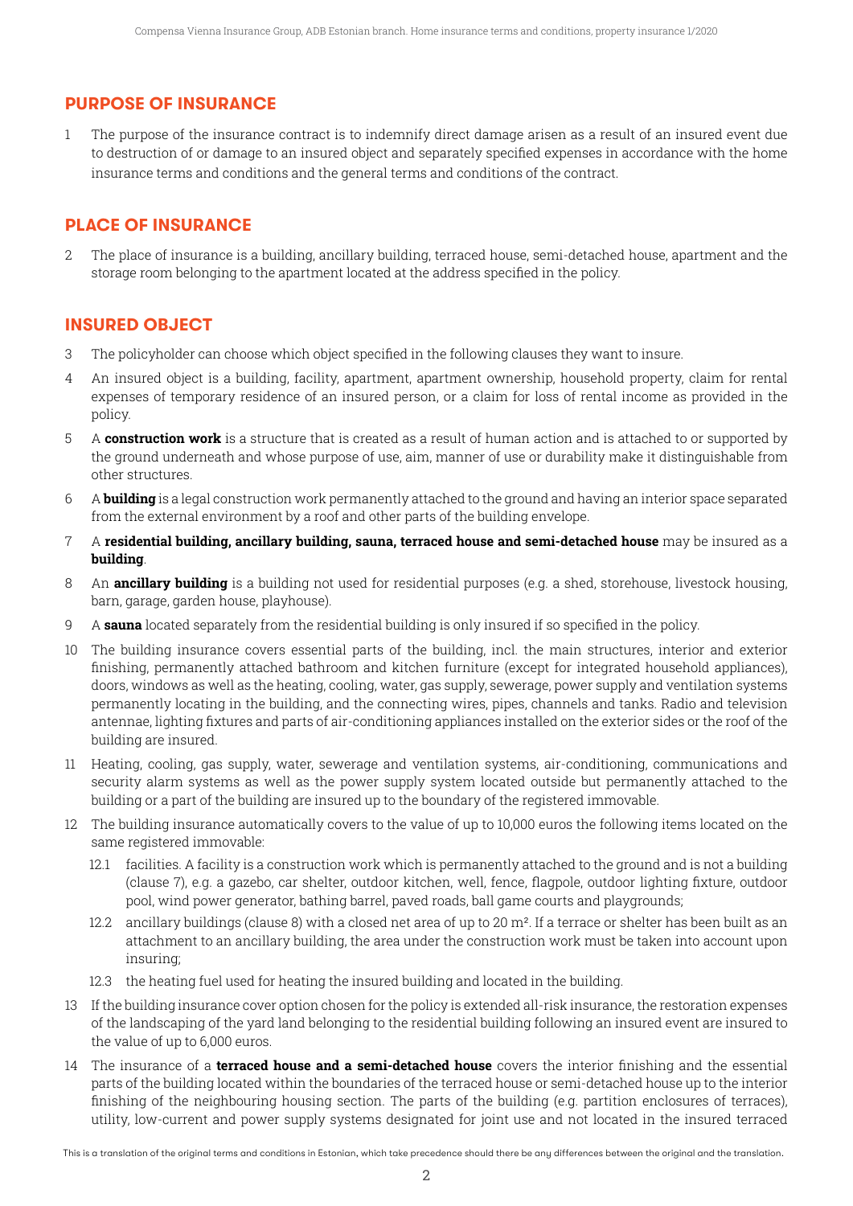## PURPOSE OF INSURANCE

1 The purpose of the insurance contract is to indemnify direct damage arisen as a result of an insured event due to destruction of or damage to an insured object and separately specified expenses in accordance with the home insurance terms and conditions and the general terms and conditions of the contract.

## PLACE OF INSURANCE

2 The place of insurance is a building, ancillary building, terraced house, semi-detached house, apartment and the storage room belonging to the apartment located at the address specified in the policy.

## INSURED OBJECT

3 The policyholder can choose which object specified in the following clauses they want to insure.

4 An insured object is a building, facility, apartment, apartment ownership, household property, claim for rental expenses of temporary residence of an insured person, or a claim for loss of rental income as provided in the policy.

5 A **construction work** is a structure that is created as a result of human action and is attached to or supported by the ground underneath and whose purpose of use, aim, manner of use or durability make it distinguishable from other structures.

6 A **building** is a legal construction work permanently attached to the ground and having an interior space separated from the external environment by a roof and other parts of the building envelope.

7 A **residential building, ancillary building, sauna, terraced house and semi-detached house** may be insured as a **building**.

8 An **ancillary building** is a building not used for residential purposes (e.g. a shed, storehouse, livestock housing, barn, garage, garden house, playhouse).

9 A **sauna** located separately from the residential building is only insured if so specified in the policy.

10 The building insurance covers essential parts of the building, incl. the main structures, interior and exterior finishing, permanently attached bathroom and kitchen furniture (except for integrated household appliances), doors, windows as well as the heating, cooling, water, gas supply, sewerage, power supply and ventilation systems permanently locating in the building, and the connecting wires, pipes, channels and tanks. Radio and television antennae, lighting fixtures and parts of air-conditioning appliances installed on the exterior sides or the roof of the building are insured.

11 Heating, cooling, gas supply, water, sewerage and ventilation systems, air-conditioning, communications and security alarm systems as well as the power supply system located outside but permanently attached to the building or a part of the building are insured up to the boundary of the registered immovable.

12 The building insurance automatically covers to the value of up to 10,000 euros the following items located on the same registered immovable:

12.1 facilities. A facility is a construction work which is permanently attached to the ground and is not a building (clause 7), e.g. a gazebo, car shelter, outdoor kitchen, well, fence, flagpole, outdoor lighting fixture, outdoor pool, wind power generator, bathing barrel, paved roads, ball game courts and playgrounds;

12.2 ancillary buildings (clause 8) with a closed net area of up to 20 m². If a terrace or shelter has been built as an attachment to an ancillary building, the area under the construction work must be taken into account upon insuring;

12.3 the heating fuel used for heating the insured building and located in the building.

13 If the building insurance cover option chosen for the policy is extended all-risk insurance, the restoration expenses of the landscaping of the yard land belonging to the residential building following an insured event are insured to the value of up to 6,000 euros.

14 The insurance of a **terraced house and a semi-detached house** covers the interior finishing and the essential parts of the building located within the boundaries of the terraced house or semi-detached house up to the interior finishing of the neighbouring housing section. The parts of the building (e.g. partition enclosures of terraces), utility, low-current and power supply systems designated for joint use and not located in the insured terraced

This is a translation of the original terms and conditions in Estonian, which take precedence should there be any differences between the original and the translation.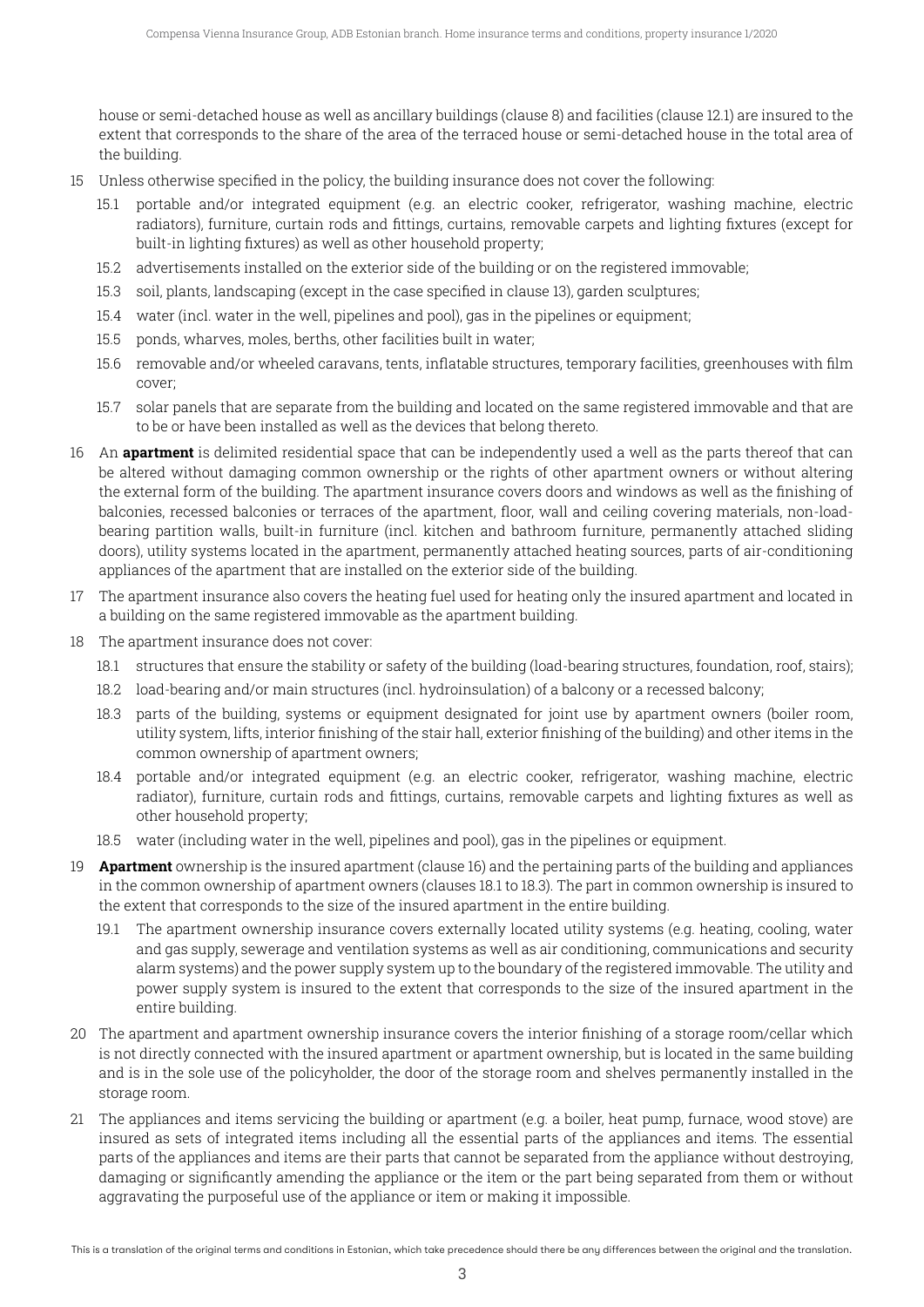house or semi-detached house as well as ancillary buildings (clause 8) and facilities (clause 12.1) are insured to the extent that corresponds to the share of the area of the terraced house or semi-detached house in the total area of the building.

15 Unless otherwise specified in the policy, the building insurance does not cover the following:

  15.1 portable and/or integrated equipment (e.g. an electric cooker, refrigerator, washing machine, electric radiators), furniture, curtain rods and fittings, curtains, removable carpets and lighting fixtures (except for built-in lighting fixtures) as well as other household property;

  15.2 advertisements installed on the exterior side of the building or on the registered immovable;

  15.3 soil, plants, landscaping (except in the case specified in clause 13), garden sculptures;

  15.4 water (incl. water in the well, pipelines and pool), gas in the pipelines or equipment;

  15.5 ponds, wharves, moles, berths, other facilities built in water;

  15.6 removable and/or wheeled caravans, tents, inflatable structures, temporary facilities, greenhouses with film cover;

  15.7 solar panels that are separate from the building and located on the same registered immovable and that are to be or have been installed as well as the devices that belong thereto.

16 An **apartment** is delimited residential space that can be independently used a well as the parts thereof that can be altered without damaging common ownership or the rights of other apartment owners or without altering the external form of the building. The apartment insurance covers doors and windows as well as the finishing of balconies, recessed balconies or terraces of the apartment, floor, wall and ceiling covering materials, non-load-bearing partition walls, built-in furniture (incl. kitchen and bathroom furniture, permanently attached sliding doors), utility systems located in the apartment, permanently attached heating sources, parts of air-conditioning appliances of the apartment that are installed on the exterior side of the building.

17 The apartment insurance also covers the heating fuel used for heating only the insured apartment and located in a building on the same registered immovable as the apartment building.

18 The apartment insurance does not cover:

  18.1 structures that ensure the stability or safety of the building (load-bearing structures, foundation, roof, stairs);

  18.2 load-bearing and/or main structures (incl. hydroinsulation) of a balcony or a recessed balcony;

  18.3 parts of the building, systems or equipment designated for joint use by apartment owners (boiler room, utility system, lifts, interior finishing of the stair hall, exterior finishing of the building) and other items in the common ownership of apartment owners;

  18.4 portable and/or integrated equipment (e.g. an electric cooker, refrigerator, washing machine, electric radiator), furniture, curtain rods and fittings, curtains, removable carpets and lighting fixtures as well as other household property;

  18.5 water (including water in the well, pipelines and pool), gas in the pipelines or equipment.

19 **Apartment** ownership is the insured apartment (clause 16) and the pertaining parts of the building and appliances in the common ownership of apartment owners (clauses 18.1 to 18.3). The part in common ownership is insured to the extent that corresponds to the size of the insured apartment in the entire building.

  19.1 The apartment ownership insurance covers externally located utility systems (e.g. heating, cooling, water and gas supply, sewerage and ventilation systems as well as air conditioning, communications and security alarm systems) and the power supply system up to the boundary of the registered immovable. The utility and power supply system is insured to the extent that corresponds to the size of the insured apartment in the entire building.

20 The apartment and apartment ownership insurance covers the interior finishing of a storage room/cellar which is not directly connected with the insured apartment or apartment ownership, but is located in the same building and is in the sole use of the policyholder, the door of the storage room and shelves permanently installed in the storage room.

21 The appliances and items servicing the building or apartment (e.g. a boiler, heat pump, furnace, wood stove) are insured as sets of integrated items including all the essential parts of the appliances and items. The essential parts of the appliances and items are their parts that cannot be separated from the appliance without destroying, damaging or significantly amending the appliance or the item or the part being separated from them or without aggravating the purposeful use of the appliance or item or making it impossible.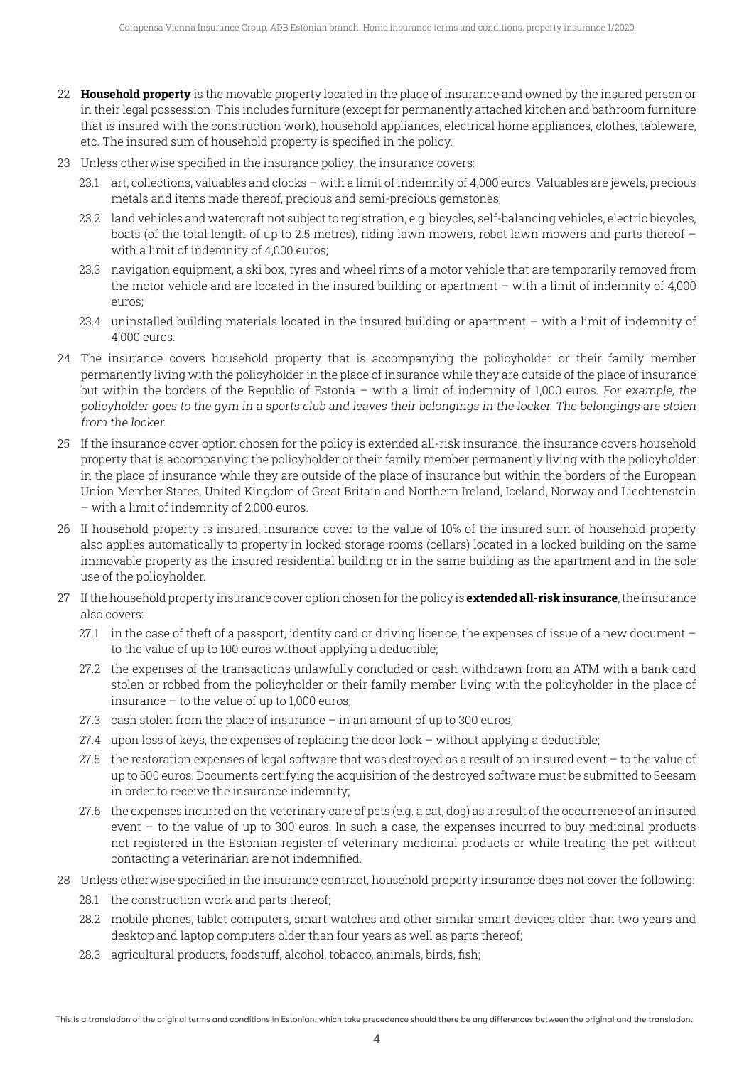22 **Household property** is the movable property located in the place of insurance and owned by the insured person or in their legal possession. This includes furniture (except for permanently attached kitchen and bathroom furniture that is insured with the construction work), household appliances, electrical home appliances, clothes, tableware, etc. The insured sum of household property is specified in the policy.

23 Unless otherwise specified in the insurance policy, the insurance covers:

  23.1 art, collections, valuables and clocks – with a limit of indemnity of 4,000 euros. Valuables are jewels, precious metals and items made thereof, precious and semi-precious gemstones;

  23.2 land vehicles and watercraft not subject to registration, e.g. bicycles, self-balancing vehicles, electric bicycles, boats (of the total length of up to 2.5 metres), riding lawn mowers, robot lawn mowers and parts thereof – with a limit of indemnity of 4,000 euros;

  23.3 navigation equipment, a ski box, tyres and wheel rims of a motor vehicle that are temporarily removed from the motor vehicle and are located in the insured building or apartment – with a limit of indemnity of 4,000 euros;

  23.4 uninstalled building materials located in the insured building or apartment – with a limit of indemnity of 4,000 euros.

24 The insurance covers household property that is accompanying the policyholder or their family member permanently living with the policyholder in the place of insurance while they are outside of the place of insurance but within the borders of the Republic of Estonia – with a limit of indemnity of 1,000 euros. *For example, the policyholder goes to the gym in a sports club and leaves their belongings in the locker. The belongings are stolen from the locker.*

25 If the insurance cover option chosen for the policy is extended all-risk insurance, the insurance covers household property that is accompanying the policyholder or their family member permanently living with the policyholder in the place of insurance while they are outside of the place of insurance but within the borders of the European Union Member States, United Kingdom of Great Britain and Northern Ireland, Iceland, Norway and Liechtenstein – with a limit of indemnity of 2,000 euros.

26 If household property is insured, insurance cover to the value of 10% of the insured sum of household property also applies automatically to property in locked storage rooms (cellars) located in a locked building on the same immovable property as the insured residential building or in the same building as the apartment and in the sole use of the policyholder.

27 If the household property insurance cover option chosen for the policy is **extended all-risk insurance**, the insurance also covers:

  27.1 in the case of theft of a passport, identity card or driving licence, the expenses of issue of a new document – to the value of up to 100 euros without applying a deductible;

  27.2 the expenses of the transactions unlawfully concluded or cash withdrawn from an ATM with a bank card stolen or robbed from the policyholder or their family member living with the policyholder in the place of insurance – to the value of up to 1,000 euros;

  27.3 cash stolen from the place of insurance – in an amount of up to 300 euros;

  27.4 upon loss of keys, the expenses of replacing the door lock – without applying a deductible;

  27.5 the restoration expenses of legal software that was destroyed as a result of an insured event – to the value of up to 500 euros. Documents certifying the acquisition of the destroyed software must be submitted to Seesam in order to receive the insurance indemnity;

  27.6 the expenses incurred on the veterinary care of pets (e.g. a cat, dog) as a result of the occurrence of an insured event – to the value of up to 300 euros. In such a case, the expenses incurred to buy medicinal products not registered in the Estonian register of veterinary medicinal products or while treating the pet without contacting a veterinarian are not indemnified.

28 Unless otherwise specified in the insurance contract, household property insurance does not cover the following:

  28.1 the construction work and parts thereof;

  28.2 mobile phones, tablet computers, smart watches and other similar smart devices older than two years and desktop and laptop computers older than four years as well as parts thereof;

  28.3 agricultural products, foodstuff, alcohol, tobacco, animals, birds, fish;

This is a translation of the original terms and conditions in Estonian, which take precedence should there be any differences between the original and the translation.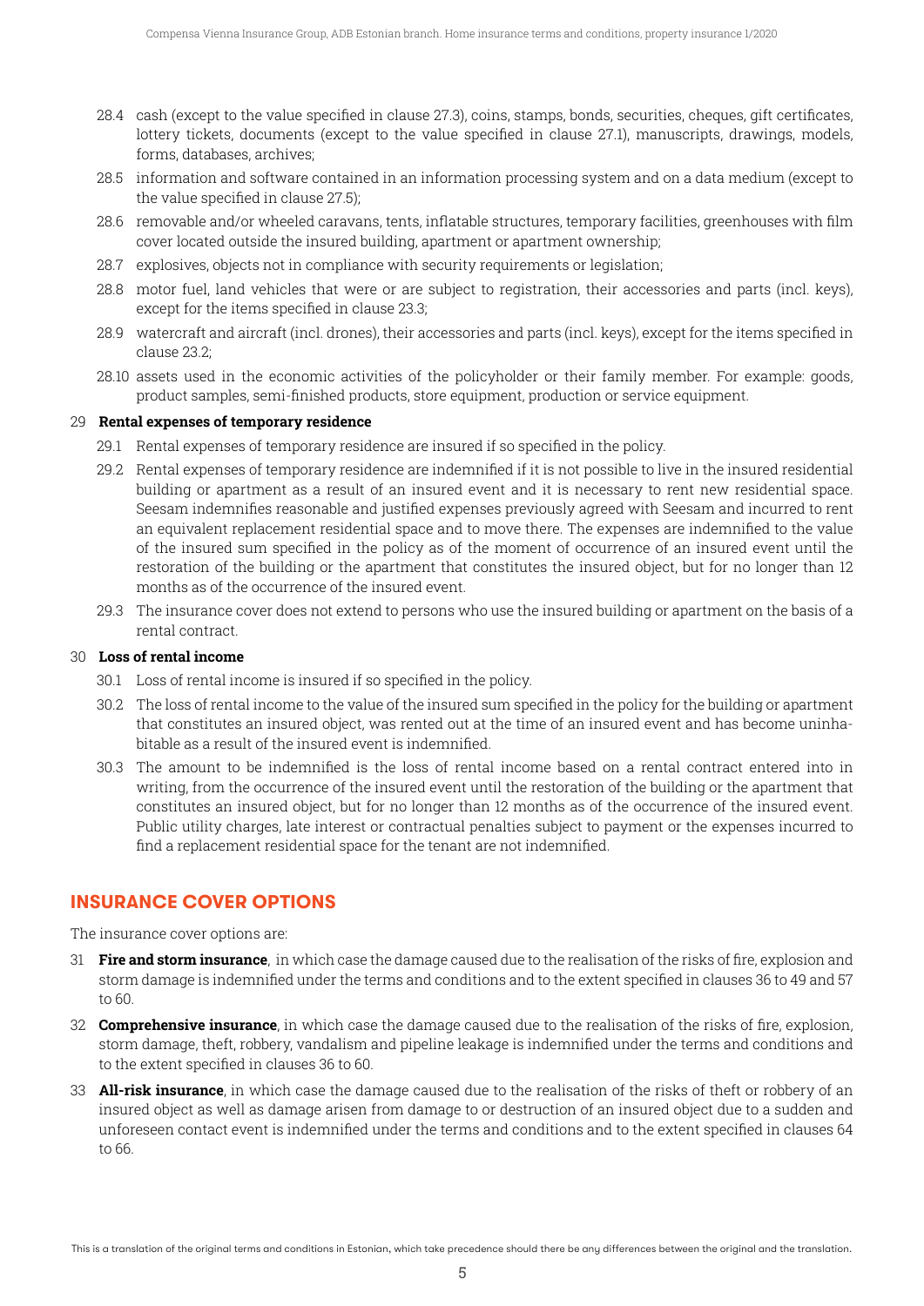28.4 cash (except to the value specified in clause 27.3), coins, stamps, bonds, securities, cheques, gift certificates, lottery tickets, documents (except to the value specified in clause 27.1), manuscripts, drawings, models, forms, databases, archives;

28.5 information and software contained in an information processing system and on a data medium (except to the value specified in clause 27.5);

28.6 removable and/or wheeled caravans, tents, inflatable structures, temporary facilities, greenhouses with film cover located outside the insured building, apartment or apartment ownership;

28.7 explosives, objects not in compliance with security requirements or legislation;

28.8 motor fuel, land vehicles that were or are subject to registration, their accessories and parts (incl. keys), except for the items specified in clause 23.3;

28.9 watercraft and aircraft (incl. drones), their accessories and parts (incl. keys), except for the items specified in clause 23.2;

28.10 assets used in the economic activities of the policyholder or their family member. For example: goods, product samples, semi-finished products, store equipment, production or service equipment.

29 **Rental expenses of temporary residence**

29.1 Rental expenses of temporary residence are insured if so specified in the policy.

29.2 Rental expenses of temporary residence are indemnified if it is not possible to live in the insured residential building or apartment as a result of an insured event and it is necessary to rent new residential space. Seesam indemnifies reasonable and justified expenses previously agreed with Seesam and incurred to rent an equivalent replacement residential space and to move there. The expenses are indemnified to the value of the insured sum specified in the policy as of the moment of occurrence of an insured event until the restoration of the building or the apartment that constitutes the insured object, but for no longer than 12 months as of the occurrence of the insured event.

29.3 The insurance cover does not extend to persons who use the insured building or apartment on the basis of a rental contract.

30 **Loss of rental income**

30.1 Loss of rental income is insured if so specified in the policy.

30.2 The loss of rental income to the value of the insured sum specified in the policy for the building or apartment that constitutes an insured object, was rented out at the time of an insured event and has become uninhabitable as a result of the insured event is indemnified.

30.3 The amount to be indemnified is the loss of rental income based on a rental contract entered into in writing, from the occurrence of the insured event until the restoration of the building or the apartment that constitutes an insured object, but for no longer than 12 months as of the occurrence of the insured event. Public utility charges, late interest or contractual penalties subject to payment or the expenses incurred to find a replacement residential space for the tenant are not indemnified.

## INSURANCE COVER OPTIONS

The insurance cover options are:

31 **Fire and storm insurance**, in which case the damage caused due to the realisation of the risks of fire, explosion and storm damage is indemnified under the terms and conditions and to the extent specified in clauses 36 to 49 and 57 to 60.

32 **Comprehensive insurance**, in which case the damage caused due to the realisation of the risks of fire, explosion, storm damage, theft, robbery, vandalism and pipeline leakage is indemnified under the terms and conditions and to the extent specified in clauses 36 to 60.

33 **All-risk insurance**, in which case the damage caused due to the realisation of the risks of theft or robbery of an insured object as well as damage arisen from damage to or destruction of an insured object due to a sudden and unforeseen contact event is indemnified under the terms and conditions and to the extent specified in clauses 64 to 66.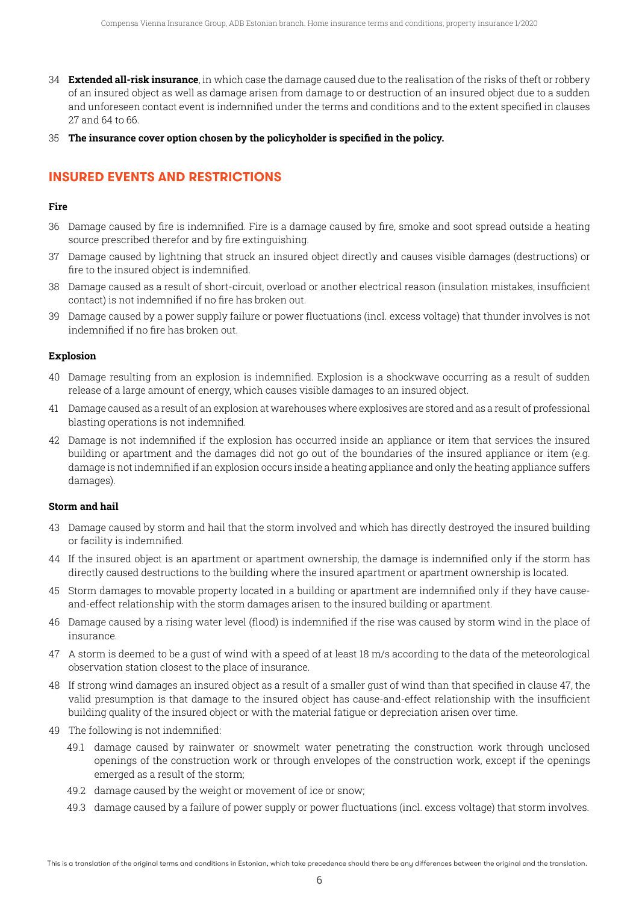34 **Extended all-risk insurance**, in which case the damage caused due to the realisation of the risks of theft or robbery of an insured object as well as damage arisen from damage to or destruction of an insured object due to a sudden and unforeseen contact event is indemnified under the terms and conditions and to the extent specified in clauses 27 and 64 to 66.

35 **The insurance cover option chosen by the policyholder is specified in the policy.**

## INSURED EVENTS AND RESTRICTIONS

### Fire

36 Damage caused by fire is indemnified. Fire is a damage caused by fire, smoke and soot spread outside a heating source prescribed therefor and by fire extinguishing.

37 Damage caused by lightning that struck an insured object directly and causes visible damages (destructions) or fire to the insured object is indemnified.

38 Damage caused as a result of short-circuit, overload or another electrical reason (insulation mistakes, insufficient contact) is not indemnified if no fire has broken out.

39 Damage caused by a power supply failure or power fluctuations (incl. excess voltage) that thunder involves is not indemnified if no fire has broken out.

### Explosion

40 Damage resulting from an explosion is indemnified. Explosion is a shockwave occurring as a result of sudden release of a large amount of energy, which causes visible damages to an insured object.

41 Damage caused as a result of an explosion at warehouses where explosives are stored and as a result of professional blasting operations is not indemnified.

42 Damage is not indemnified if the explosion has occurred inside an appliance or item that services the insured building or apartment and the damages did not go out of the boundaries of the insured appliance or item (e.g. damage is not indemnified if an explosion occurs inside a heating appliance and only the heating appliance suffers damages).

### Storm and hail

43 Damage caused by storm and hail that the storm involved and which has directly destroyed the insured building or facility is indemnified.

44 If the insured object is an apartment or apartment ownership, the damage is indemnified only if the storm has directly caused destructions to the building where the insured apartment or apartment ownership is located.

45 Storm damages to movable property located in a building or apartment are indemnified only if they have cause-and-effect relationship with the storm damages arisen to the insured building or apartment.

46 Damage caused by a rising water level (flood) is indemnified if the rise was caused by storm wind in the place of insurance.

47 A storm is deemed to be a gust of wind with a speed of at least 18 m/s according to the data of the meteorological observation station closest to the place of insurance.

48 If strong wind damages an insured object as a result of a smaller gust of wind than that specified in clause 47, the valid presumption is that damage to the insured object has cause-and-effect relationship with the insufficient building quality of the insured object or with the material fatigue or depreciation arisen over time.

49 The following is not indemnified:

- 49.1 damage caused by rainwater or snowmelt water penetrating the construction work through unclosed openings of the construction work or through envelopes of the construction work, except if the openings emerged as a result of the storm;
- 49.2 damage caused by the weight or movement of ice or snow;
- 49.3 damage caused by a failure of power supply or power fluctuations (incl. excess voltage) that storm involves.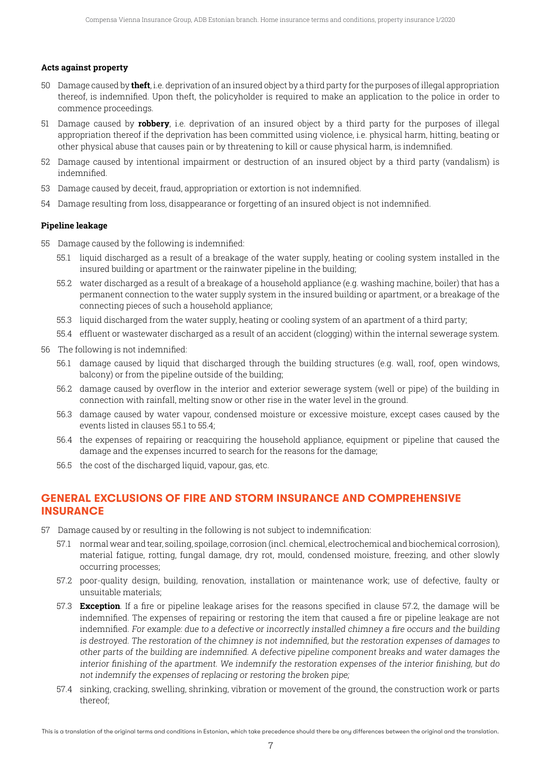**Acts against property**

50 Damage caused by **theft**, i.e. deprivation of an insured object by a third party for the purposes of illegal appropriation thereof, is indemnified. Upon theft, the policyholder is required to make an application to the police in order to commence proceedings.

51 Damage caused by **robbery**, i.e. deprivation of an insured object by a third party for the purposes of illegal appropriation thereof if the deprivation has been committed using violence, i.e. physical harm, hitting, beating or other physical abuse that causes pain or by threatening to kill or cause physical harm, is indemnified.

52 Damage caused by intentional impairment or destruction of an insured object by a third party (vandalism) is indemnified.

53 Damage caused by deceit, fraud, appropriation or extortion is not indemnified.

54 Damage resulting from loss, disappearance or forgetting of an insured object is not indemnified.

**Pipeline leakage**

55 Damage caused by the following is indemnified:

- 55.1 liquid discharged as a result of a breakage of the water supply, heating or cooling system installed in the insured building or apartment or the rainwater pipeline in the building;
- 55.2 water discharged as a result of a breakage of a household appliance (e.g. washing machine, boiler) that has a permanent connection to the water supply system in the insured building or apartment, or a breakage of the connecting pieces of such a household appliance;
- 55.3 liquid discharged from the water supply, heating or cooling system of an apartment of a third party;
- 55.4 effluent or wastewater discharged as a result of an accident (clogging) within the internal sewerage system.

56 The following is not indemnified:

- 56.1 damage caused by liquid that discharged through the building structures (e.g. wall, roof, open windows, balcony) or from the pipeline outside of the building;
- 56.2 damage caused by overflow in the interior and exterior sewerage system (well or pipe) of the building in connection with rainfall, melting snow or other rise in the water level in the ground.
- 56.3 damage caused by water vapour, condensed moisture or excessive moisture, except cases caused by the events listed in clauses 55.1 to 55.4;
- 56.4 the expenses of repairing or reacquiring the household appliance, equipment or pipeline that caused the damage and the expenses incurred to search for the reasons for the damage;
- 56.5 the cost of the discharged liquid, vapour, gas, etc.

## GENERAL EXCLUSIONS OF FIRE AND STORM INSURANCE AND COMPREHENSIVE INSURANCE

57 Damage caused by or resulting in the following is not subject to indemnification:

- 57.1 normal wear and tear, soiling, spoilage, corrosion (incl. chemical, electrochemical and biochemical corrosion), material fatigue, rotting, fungal damage, dry rot, mould, condensed moisture, freezing, and other slowly occurring processes;
- 57.2 poor-quality design, building, renovation, installation or maintenance work; use of defective, faulty or unsuitable materials;
- 57.3 **Exception**. If a fire or pipeline leakage arises for the reasons specified in clause 57.2, the damage will be indemnified. The expenses of repairing or restoring the item that caused a fire or pipeline leakage are not indemnified. *For example: due to a defective or incorrectly installed chimney a fire occurs and the building is destroyed. The restoration of the chimney is not indemnified, but the restoration expenses of damages to other parts of the building are indemnified. A defective pipeline component breaks and water damages the interior finishing of the apartment. We indemnify the restoration expenses of the interior finishing, but do not indemnify the expenses of replacing or restoring the broken pipe;*
- 57.4 sinking, cracking, swelling, shrinking, vibration or movement of the ground, the construction work or parts thereof;

This is a translation of the original terms and conditions in Estonian, which take precedence should there be any differences between the original and the translation.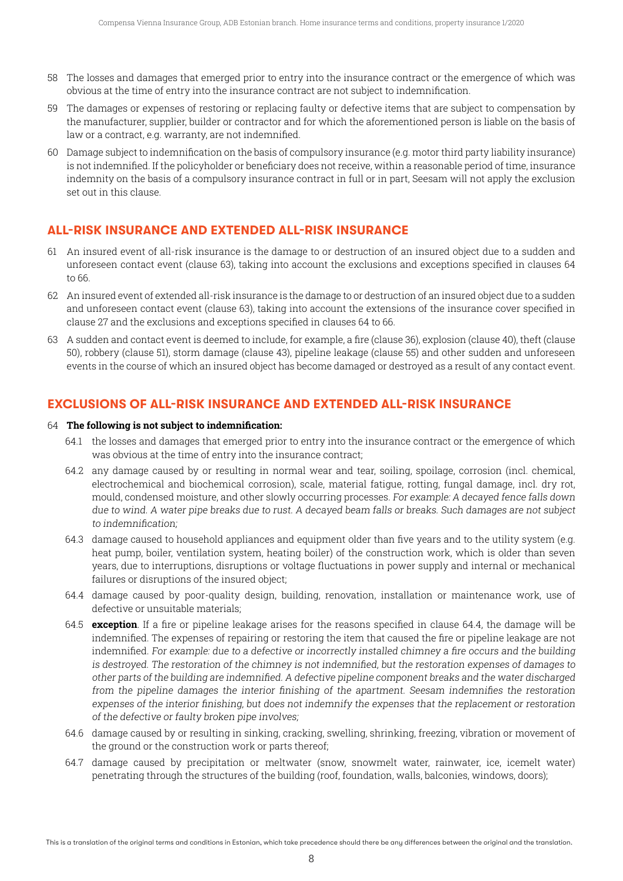58 The losses and damages that emerged prior to entry into the insurance contract or the emergence of which was obvious at the time of entry into the insurance contract are not subject to indemnification.

59 The damages or expenses of restoring or replacing faulty or defective items that are subject to compensation by the manufacturer, supplier, builder or contractor and for which the aforementioned person is liable on the basis of law or a contract, e.g. warranty, are not indemnified.

60 Damage subject to indemnification on the basis of compulsory insurance (e.g. motor third party liability insurance) is not indemnified. If the policyholder or beneficiary does not receive, within a reasonable period of time, insurance indemnity on the basis of a compulsory insurance contract in full or in part, Seesam will not apply the exclusion set out in this clause.

## ALL-RISK INSURANCE AND EXTENDED ALL-RISK INSURANCE

61 An insured event of all-risk insurance is the damage to or destruction of an insured object due to a sudden and unforeseen contact event (clause 63), taking into account the exclusions and exceptions specified in clauses 64 to 66.

62 An insured event of extended all-risk insurance is the damage to or destruction of an insured object due to a sudden and unforeseen contact event (clause 63), taking into account the extensions of the insurance cover specified in clause 27 and the exclusions and exceptions specified in clauses 64 to 66.

63 A sudden and contact event is deemed to include, for example, a fire (clause 36), explosion (clause 40), theft (clause 50), robbery (clause 51), storm damage (clause 43), pipeline leakage (clause 55) and other sudden and unforeseen events in the course of which an insured object has become damaged or destroyed as a result of any contact event.

## EXCLUSIONS OF ALL-RISK INSURANCE AND EXTENDED ALL-RISK INSURANCE

64 **The following is not subject to indemnification:**

64.1 the losses and damages that emerged prior to entry into the insurance contract or the emergence of which was obvious at the time of entry into the insurance contract;

64.2 any damage caused by or resulting in normal wear and tear, soiling, spoilage, corrosion (incl. chemical, electrochemical and biochemical corrosion), scale, material fatigue, rotting, fungal damage, incl. dry rot, mould, condensed moisture, and other slowly occurring processes. *For example: A decayed fence falls down due to wind. A water pipe breaks due to rust. A decayed beam falls or breaks. Such damages are not subject to indemnification;*

64.3 damage caused to household appliances and equipment older than five years and to the utility system (e.g. heat pump, boiler, ventilation system, heating boiler) of the construction work, which is older than seven years, due to interruptions, disruptions or voltage fluctuations in power supply and internal or mechanical failures or disruptions of the insured object;

64.4 damage caused by poor-quality design, building, renovation, installation or maintenance work, use of defective or unsuitable materials;

64.5 **exception**. If a fire or pipeline leakage arises for the reasons specified in clause 64.4, the damage will be indemnified. The expenses of repairing or restoring the item that caused the fire or pipeline leakage are not indemnified. *For example: due to a defective or incorrectly installed chimney a fire occurs and the building is destroyed. The restoration of the chimney is not indemnified, but the restoration expenses of damages to other parts of the building are indemnified. A defective pipeline component breaks and the water discharged from the pipeline damages the interior finishing of the apartment. Seesam indemnifies the restoration expenses of the interior finishing, but does not indemnify the expenses that the replacement or restoration of the defective or faulty broken pipe involves;*

64.6 damage caused by or resulting in sinking, cracking, swelling, shrinking, freezing, vibration or movement of the ground or the construction work or parts thereof;

64.7 damage caused by precipitation or meltwater (snow, snowmelt water, rainwater, ice, icemelt water) penetrating through the structures of the building (roof, foundation, walls, balconies, windows, doors);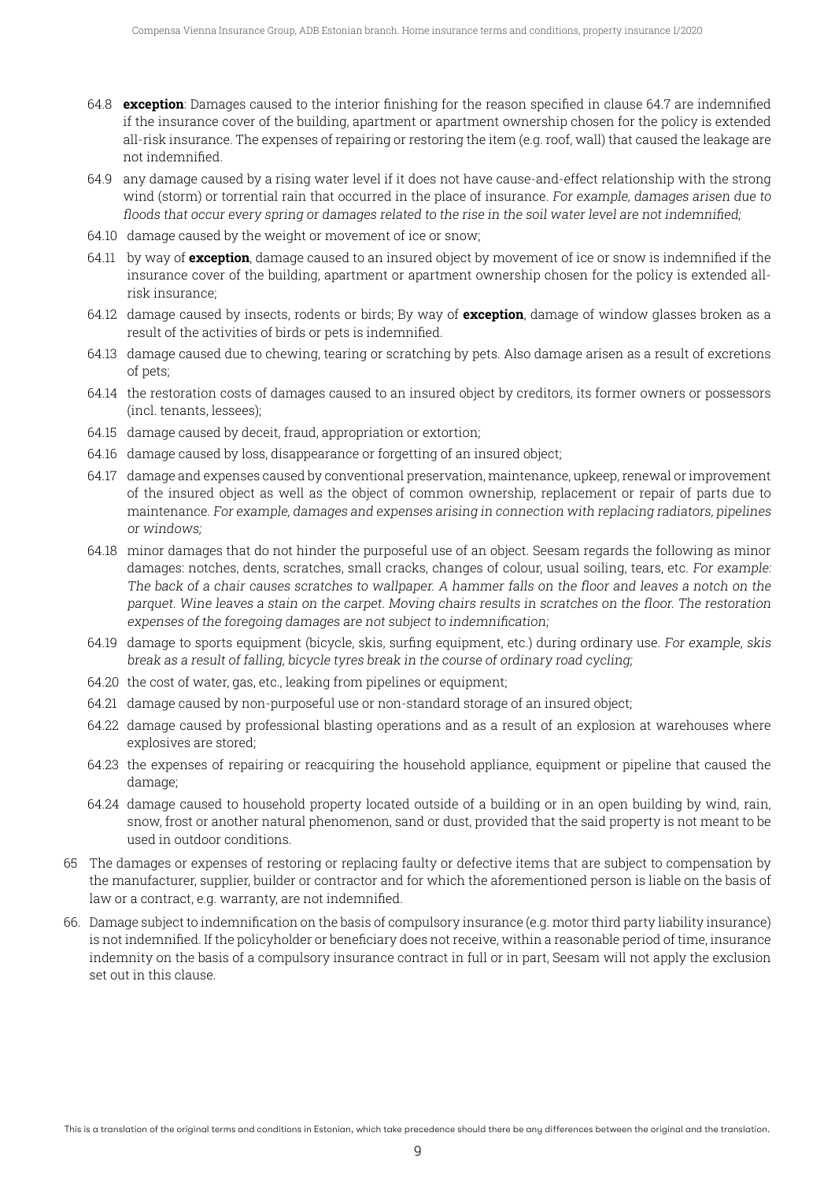64.8 **exception**: Damages caused to the interior finishing for the reason specified in clause 64.7 are indemnified if the insurance cover of the building, apartment or apartment ownership chosen for the policy is extended all-risk insurance. The expenses of repairing or restoring the item (e.g. roof, wall) that caused the leakage are not indemnified.

64.9 any damage caused by a rising water level if it does not have cause-and-effect relationship with the strong wind (storm) or torrential rain that occurred in the place of insurance. *For example, damages arisen due to floods that occur every spring or damages related to the rise in the soil water level are not indemnified;*

64.10 damage caused by the weight or movement of ice or snow;

64.11 by way of **exception**, damage caused to an insured object by movement of ice or snow is indemnified if the insurance cover of the building, apartment or apartment ownership chosen for the policy is extended all-risk insurance;

64.12 damage caused by insects, rodents or birds; By way of **exception**, damage of window glasses broken as a result of the activities of birds or pets is indemnified.

64.13 damage caused due to chewing, tearing or scratching by pets. Also damage arisen as a result of excretions of pets;

64.14 the restoration costs of damages caused to an insured object by creditors, its former owners or possessors (incl. tenants, lessees);

64.15 damage caused by deceit, fraud, appropriation or extortion;

64.16 damage caused by loss, disappearance or forgetting of an insured object;

64.17 damage and expenses caused by conventional preservation, maintenance, upkeep, renewal or improvement of the insured object as well as the object of common ownership, replacement or repair of parts due to maintenance. *For example, damages and expenses arising in connection with replacing radiators, pipelines or windows;*

64.18 minor damages that do not hinder the purposeful use of an object. Seesam regards the following as minor damages: notches, dents, scratches, small cracks, changes of colour, usual soiling, tears, etc. *For example: The back of a chair causes scratches to wallpaper. A hammer falls on the floor and leaves a notch on the parquet. Wine leaves a stain on the carpet. Moving chairs results in scratches on the floor. The restoration expenses of the foregoing damages are not subject to indemnification;*

64.19 damage to sports equipment (bicycle, skis, surfing equipment, etc.) during ordinary use. *For example, skis break as a result of falling, bicycle tyres break in the course of ordinary road cycling;*

64.20 the cost of water, gas, etc., leaking from pipelines or equipment;

64.21 damage caused by non-purposeful use or non-standard storage of an insured object;

64.22 damage caused by professional blasting operations and as a result of an explosion at warehouses where explosives are stored;

64.23 the expenses of repairing or reacquiring the household appliance, equipment or pipeline that caused the damage;

64.24 damage caused to household property located outside of a building or in an open building by wind, rain, snow, frost or another natural phenomenon, sand or dust, provided that the said property is not meant to be used in outdoor conditions.

65 The damages or expenses of restoring or replacing faulty or defective items that are subject to compensation by the manufacturer, supplier, builder or contractor and for which the aforementioned person is liable on the basis of law or a contract, e.g. warranty, are not indemnified.

66. Damage subject to indemnification on the basis of compulsory insurance (e.g. motor third party liability insurance) is not indemnified. If the policyholder or beneficiary does not receive, within a reasonable period of time, insurance indemnity on the basis of a compulsory insurance contract in full or in part, Seesam will not apply the exclusion set out in this clause.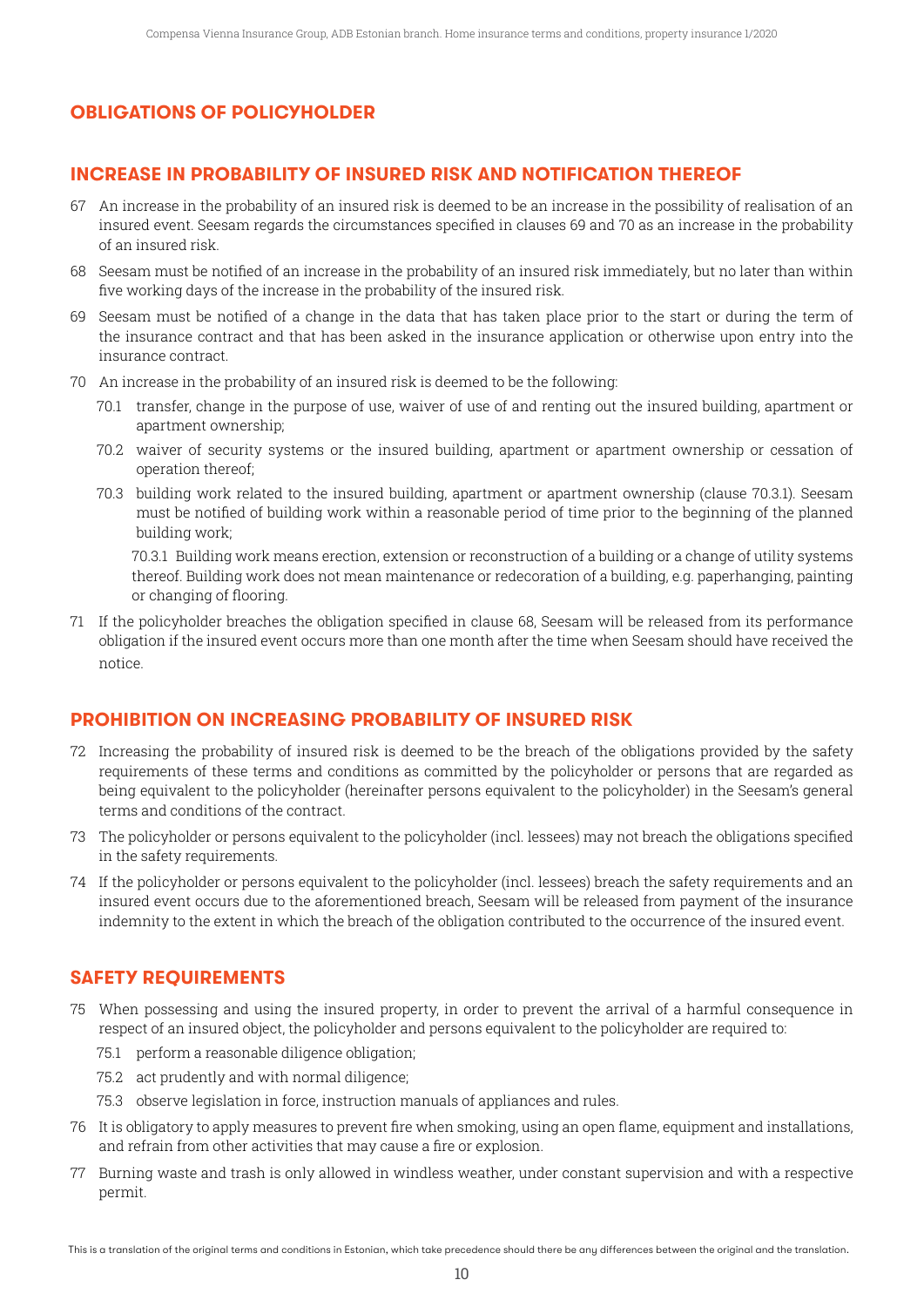## OBLIGATIONS OF POLICYHOLDER

### INCREASE IN PROBABILITY OF INSURED RISK AND NOTIFICATION THEREOF

67 An increase in the probability of an insured risk is deemed to be an increase in the possibility of realisation of an insured event. Seesam regards the circumstances specified in clauses 69 and 70 as an increase in the probability of an insured risk.

68 Seesam must be notified of an increase in the probability of an insured risk immediately, but no later than within five working days of the increase in the probability of the insured risk.

69 Seesam must be notified of a change in the data that has taken place prior to the start or during the term of the insurance contract and that has been asked in the insurance application or otherwise upon entry into the insurance contract.

70 An increase in the probability of an insured risk is deemed to be the following:

70.1 transfer, change in the purpose of use, waiver of use of and renting out the insured building, apartment or apartment ownership;

70.2 waiver of security systems or the insured building, apartment or apartment ownership or cessation of operation thereof;

70.3 building work related to the insured building, apartment or apartment ownership (clause 70.3.1). Seesam must be notified of building work within a reasonable period of time prior to the beginning of the planned building work;

70.3.1 Building work means erection, extension or reconstruction of a building or a change of utility systems thereof. Building work does not mean maintenance or redecoration of a building, e.g. paperhanging, painting or changing of flooring.

71 If the policyholder breaches the obligation specified in clause 68, Seesam will be released from its performance obligation if the insured event occurs more than one month after the time when Seesam should have received the notice.

### PROHIBITION ON INCREASING PROBABILITY OF INSURED RISK

72 Increasing the probability of insured risk is deemed to be the breach of the obligations provided by the safety requirements of these terms and conditions as committed by the policyholder or persons that are regarded as being equivalent to the policyholder (hereinafter persons equivalent to the policyholder) in the Seesam's general terms and conditions of the contract.

73 The policyholder or persons equivalent to the policyholder (incl. lessees) may not breach the obligations specified in the safety requirements.

74 If the policyholder or persons equivalent to the policyholder (incl. lessees) breach the safety requirements and an insured event occurs due to the aforementioned breach, Seesam will be released from payment of the insurance indemnity to the extent in which the breach of the obligation contributed to the occurrence of the insured event.

### SAFETY REQUIREMENTS

75 When possessing and using the insured property, in order to prevent the arrival of a harmful consequence in respect of an insured object, the policyholder and persons equivalent to the policyholder are required to:

75.1 perform a reasonable diligence obligation;

75.2 act prudently and with normal diligence;

75.3 observe legislation in force, instruction manuals of appliances and rules.

76 It is obligatory to apply measures to prevent fire when smoking, using an open flame, equipment and installations, and refrain from other activities that may cause a fire or explosion.

77 Burning waste and trash is only allowed in windless weather, under constant supervision and with a respective permit.

This is a translation of the original terms and conditions in Estonian, which take precedence should there be any differences between the original and the translation.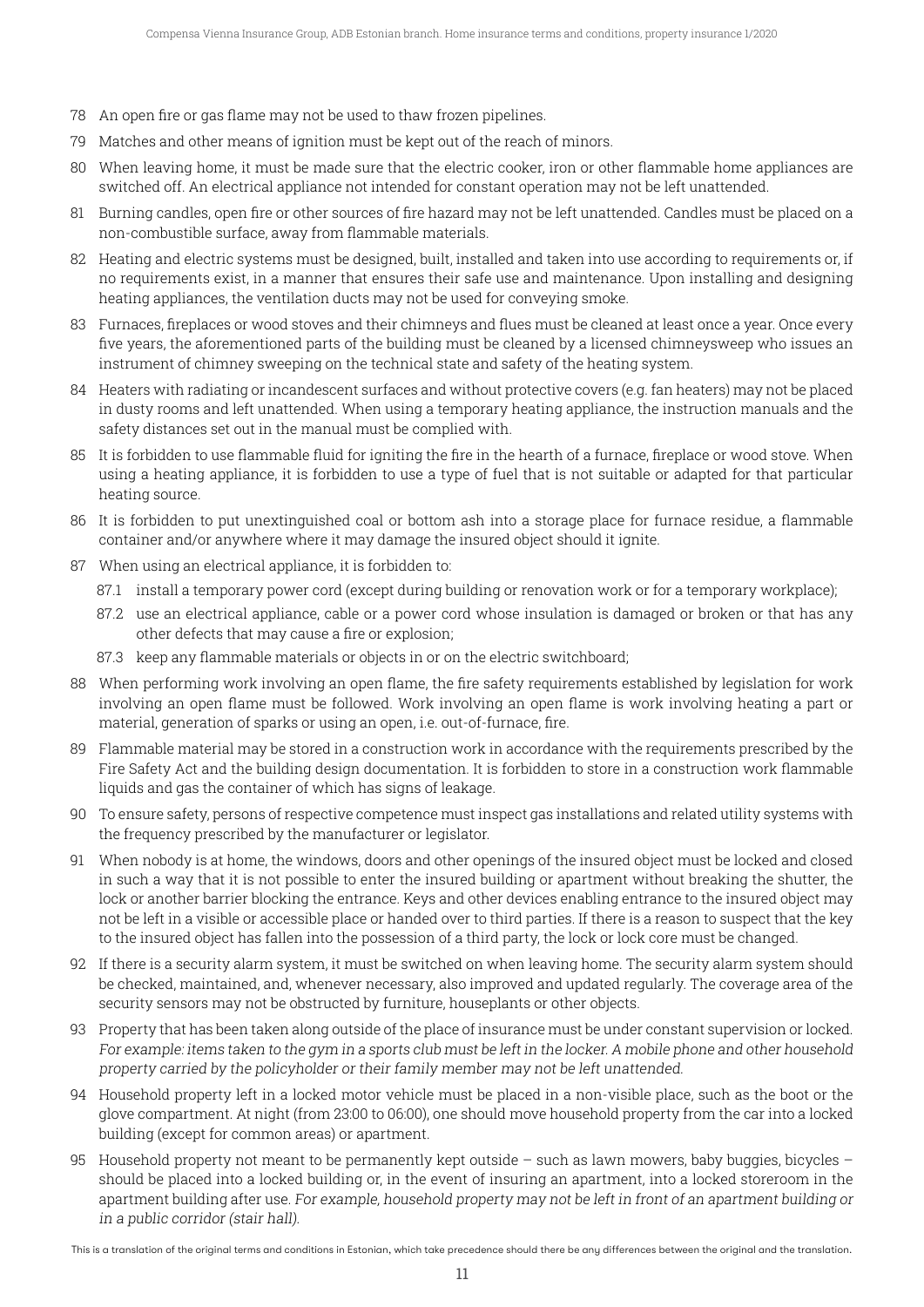78 An open fire or gas flame may not be used to thaw frozen pipelines.

79 Matches and other means of ignition must be kept out of the reach of minors.

80 When leaving home, it must be made sure that the electric cooker, iron or other flammable home appliances are switched off. An electrical appliance not intended for constant operation may not be left unattended.

81 Burning candles, open fire or other sources of fire hazard may not be left unattended. Candles must be placed on a non-combustible surface, away from flammable materials.

82 Heating and electric systems must be designed, built, installed and taken into use according to requirements or, if no requirements exist, in a manner that ensures their safe use and maintenance. Upon installing and designing heating appliances, the ventilation ducts may not be used for conveying smoke.

83 Furnaces, fireplaces or wood stoves and their chimneys and flues must be cleaned at least once a year. Once every five years, the aforementioned parts of the building must be cleaned by a licensed chimneysweep who issues an instrument of chimney sweeping on the technical state and safety of the heating system.

84 Heaters with radiating or incandescent surfaces and without protective covers (e.g. fan heaters) may not be placed in dusty rooms and left unattended. When using a temporary heating appliance, the instruction manuals and the safety distances set out in the manual must be complied with.

85 It is forbidden to use flammable fluid for igniting the fire in the hearth of a furnace, fireplace or wood stove. When using a heating appliance, it is forbidden to use a type of fuel that is not suitable or adapted for that particular heating source.

86 It is forbidden to put unextinguished coal or bottom ash into a storage place for furnace residue, a flammable container and/or anywhere where it may damage the insured object should it ignite.

87 When using an electrical appliance, it is forbidden to:

87.1 install a temporary power cord (except during building or renovation work or for a temporary workplace);

87.2 use an electrical appliance, cable or a power cord whose insulation is damaged or broken or that has any other defects that may cause a fire or explosion;

87.3 keep any flammable materials or objects in or on the electric switchboard;

88 When performing work involving an open flame, the fire safety requirements established by legislation for work involving an open flame must be followed. Work involving an open flame is work involving heating a part or material, generation of sparks or using an open, i.e. out-of-furnace, fire.

89 Flammable material may be stored in a construction work in accordance with the requirements prescribed by the Fire Safety Act and the building design documentation. It is forbidden to store in a construction work flammable liquids and gas the container of which has signs of leakage.

90 To ensure safety, persons of respective competence must inspect gas installations and related utility systems with the frequency prescribed by the manufacturer or legislator.

91 When nobody is at home, the windows, doors and other openings of the insured object must be locked and closed in such a way that it is not possible to enter the insured building or apartment without breaking the shutter, the lock or another barrier blocking the entrance. Keys and other devices enabling entrance to the insured object may not be left in a visible or accessible place or handed over to third parties. If there is a reason to suspect that the key to the insured object has fallen into the possession of a third party, the lock or lock core must be changed.

92 If there is a security alarm system, it must be switched on when leaving home. The security alarm system should be checked, maintained, and, whenever necessary, also improved and updated regularly. The coverage area of the security sensors may not be obstructed by furniture, houseplants or other objects.

93 Property that has been taken along outside of the place of insurance must be under constant supervision or locked. *For example: items taken to the gym in a sports club must be left in the locker. A mobile phone and other household property carried by the policyholder or their family member may not be left unattended.*

94 Household property left in a locked motor vehicle must be placed in a non-visible place, such as the boot or the glove compartment. At night (from 23:00 to 06:00), one should move household property from the car into a locked building (except for common areas) or apartment.

95 Household property not meant to be permanently kept outside – such as lawn mowers, baby buggies, bicycles – should be placed into a locked building or, in the event of insuring an apartment, into a locked storeroom in the apartment building after use. *For example, household property may not be left in front of an apartment building or in a public corridor (stair hall).*

This is a translation of the original terms and conditions in Estonian, which take precedence should there be any differences between the original and the translation.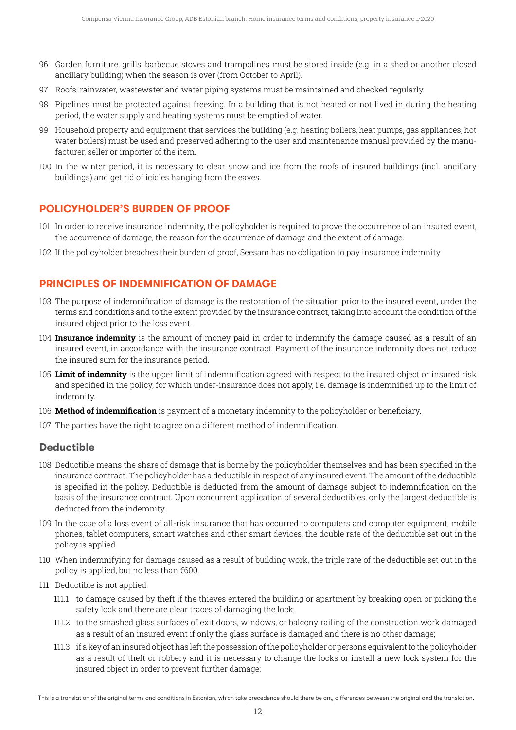96 Garden furniture, grills, barbecue stoves and trampolines must be stored inside (e.g. in a shed or another closed ancillary building) when the season is over (from October to April).

97 Roofs, rainwater, wastewater and water piping systems must be maintained and checked regularly.

98 Pipelines must be protected against freezing. In a building that is not heated or not lived in during the heating period, the water supply and heating systems must be emptied of water.

99 Household property and equipment that services the building (e.g. heating boilers, heat pumps, gas appliances, hot water boilers) must be used and preserved adhering to the user and maintenance manual provided by the manufacturer, seller or importer of the item.

100 In the winter period, it is necessary to clear snow and ice from the roofs of insured buildings (incl. ancillary buildings) and get rid of icicles hanging from the eaves.

## POLICYHOLDER'S BURDEN OF PROOF

101 In order to receive insurance indemnity, the policyholder is required to prove the occurrence of an insured event, the occurrence of damage, the reason for the occurrence of damage and the extent of damage.

102 If the policyholder breaches their burden of proof, Seesam has no obligation to pay insurance indemnity

## PRINCIPLES OF INDEMNIFICATION OF DAMAGE

103 The purpose of indemnification of damage is the restoration of the situation prior to the insured event, under the terms and conditions and to the extent provided by the insurance contract, taking into account the condition of the insured object prior to the loss event.

104 **Insurance indemnity** is the amount of money paid in order to indemnify the damage caused as a result of an insured event, in accordance with the insurance contract. Payment of the insurance indemnity does not reduce the insured sum for the insurance period.

105 **Limit of indemnity** is the upper limit of indemnification agreed with respect to the insured object or insured risk and specified in the policy, for which under-insurance does not apply, i.e. damage is indemnified up to the limit of indemnity.

106 **Method of indemnification** is payment of a monetary indemnity to the policyholder or beneficiary.

107 The parties have the right to agree on a different method of indemnification.

### Deductible

108 Deductible means the share of damage that is borne by the policyholder themselves and has been specified in the insurance contract. The policyholder has a deductible in respect of any insured event. The amount of the deductible is specified in the policy. Deductible is deducted from the amount of damage subject to indemnification on the basis of the insurance contract. Upon concurrent application of several deductibles, only the largest deductible is deducted from the indemnity.

109 In the case of a loss event of all-risk insurance that has occurred to computers and computer equipment, mobile phones, tablet computers, smart watches and other smart devices, the double rate of the deductible set out in the policy is applied.

110 When indemnifying for damage caused as a result of building work, the triple rate of the deductible set out in the policy is applied, but no less than €600.

111 Deductible is not applied:

- 111.1 to damage caused by theft if the thieves entered the building or apartment by breaking open or picking the safety lock and there are clear traces of damaging the lock;
- 111.2 to the smashed glass surfaces of exit doors, windows, or balcony railing of the construction work damaged as a result of an insured event if only the glass surface is damaged and there is no other damage;
- 111.3 if a key of an insured object has left the possession of the policyholder or persons equivalent to the policyholder as a result of theft or robbery and it is necessary to change the locks or install a new lock system for the insured object in order to prevent further damage;

This is a translation of the original terms and conditions in Estonian, which take precedence should there be any differences between the original and the translation.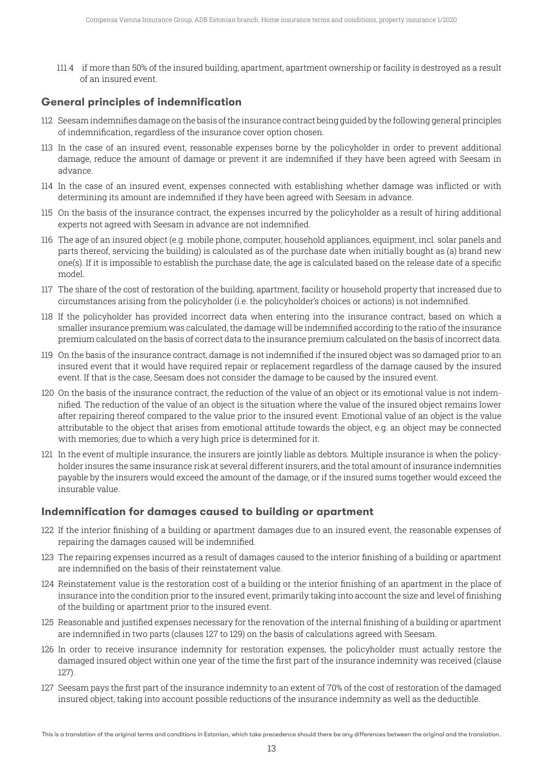111.4 if more than 50% of the insured building, apartment, apartment ownership or facility is destroyed as a result of an insured event.

## General principles of indemnification

112 Seesam indemnifies damage on the basis of the insurance contract being guided by the following general principles of indemnification, regardless of the insurance cover option chosen.

113 In the case of an insured event, reasonable expenses borne by the policyholder in order to prevent additional damage, reduce the amount of damage or prevent it are indemnified if they have been agreed with Seesam in advance.

114 In the case of an insured event, expenses connected with establishing whether damage was inflicted or with determining its amount are indemnified if they have been agreed with Seesam in advance.

115 On the basis of the insurance contract, the expenses incurred by the policyholder as a result of hiring additional experts not agreed with Seesam in advance are not indemnified.

116 The age of an insured object (e.g. mobile phone, computer, household appliances, equipment, incl. solar panels and parts thereof, servicing the building) is calculated as of the purchase date when initially bought as (a) brand new one(s). If it is impossible to establish the purchase date, the age is calculated based on the release date of a specific model.

117 The share of the cost of restoration of the building, apartment, facility or household property that increased due to circumstances arising from the policyholder (i.e. the policyholder's choices or actions) is not indemnified.

118 If the policyholder has provided incorrect data when entering into the insurance contract, based on which a smaller insurance premium was calculated, the damage will be indemnified according to the ratio of the insurance premium calculated on the basis of correct data to the insurance premium calculated on the basis of incorrect data.

119 On the basis of the insurance contract, damage is not indemnified if the insured object was so damaged prior to an insured event that it would have required repair or replacement regardless of the damage caused by the insured event. If that is the case, Seesam does not consider the damage to be caused by the insured event.

120 On the basis of the insurance contract, the reduction of the value of an object or its emotional value is not indemnified. The reduction of the value of an object is the situation where the value of the insured object remains lower after repairing thereof compared to the value prior to the insured event. Emotional value of an object is the value attributable to the object that arises from emotional attitude towards the object, e.g. an object may be connected with memories, due to which a very high price is determined for it.

121 In the event of multiple insurance, the insurers are jointly liable as debtors. Multiple insurance is when the policyholder insures the same insurance risk at several different insurers, and the total amount of insurance indemnities payable by the insurers would exceed the amount of the damage, or if the insured sums together would exceed the insurable value.

## Indemnification for damages caused to building or apartment

122 If the interior finishing of a building or apartment damages due to an insured event, the reasonable expenses of repairing the damages caused will be indemnified.

123 The repairing expenses incurred as a result of damages caused to the interior finishing of a building or apartment are indemnified on the basis of their reinstatement value.

124 Reinstatement value is the restoration cost of a building or the interior finishing of an apartment in the place of insurance into the condition prior to the insured event, primarily taking into account the size and level of finishing of the building or apartment prior to the insured event.

125 Reasonable and justified expenses necessary for the renovation of the internal finishing of a building or apartment are indemnified in two parts (clauses 127 to 129) on the basis of calculations agreed with Seesam.

126 In order to receive insurance indemnity for restoration expenses, the policyholder must actually restore the damaged insured object within one year of the time the first part of the insurance indemnity was received (clause 127).

127 Seesam pays the first part of the insurance indemnity to an extent of 70% of the cost of restoration of the damaged insured object, taking into account possible reductions of the insurance indemnity as well as the deductible.

This is a translation of the original terms and conditions in Estonian, which take precedence should there be any differences between the original and the translation.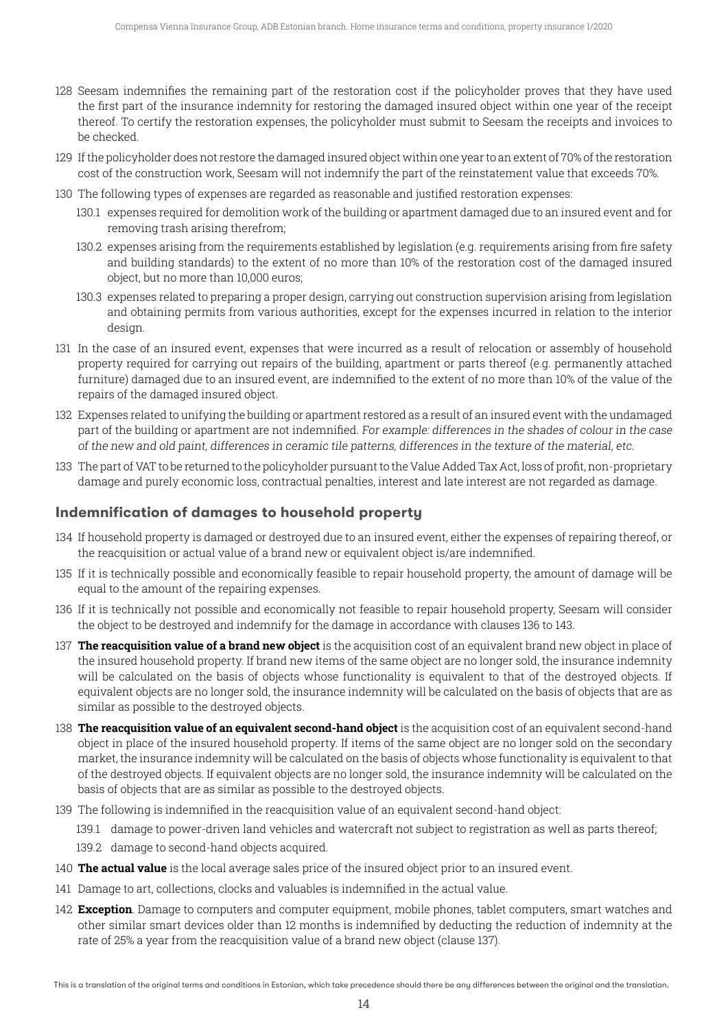128 Seesam indemnifies the remaining part of the restoration cost if the policyholder proves that they have used the first part of the insurance indemnity for restoring the damaged insured object within one year of the receipt thereof. To certify the restoration expenses, the policyholder must submit to Seesam the receipts and invoices to be checked.

129 If the policyholder does not restore the damaged insured object within one year to an extent of 70% of the restoration cost of the construction work, Seesam will not indemnify the part of the reinstatement value that exceeds 70%.

130 The following types of expenses are regarded as reasonable and justified restoration expenses:

130.1 expenses required for demolition work of the building or apartment damaged due to an insured event and for removing trash arising therefrom;

130.2 expenses arising from the requirements established by legislation (e.g. requirements arising from fire safety and building standards) to the extent of no more than 10% of the restoration cost of the damaged insured object, but no more than 10,000 euros;

130.3 expenses related to preparing a proper design, carrying out construction supervision arising from legislation and obtaining permits from various authorities, except for the expenses incurred in relation to the interior design.

131 In the case of an insured event, expenses that were incurred as a result of relocation or assembly of household property required for carrying out repairs of the building, apartment or parts thereof (e.g. permanently attached furniture) damaged due to an insured event, are indemnified to the extent of no more than 10% of the value of the repairs of the damaged insured object.

132 Expenses related to unifying the building or apartment restored as a result of an insured event with the undamaged part of the building or apartment are not indemnified. *For example: differences in the shades of colour in the case of the new and old paint, differences in ceramic tile patterns, differences in the texture of the material, etc.*

133 The part of VAT to be returned to the policyholder pursuant to the Value Added Tax Act, loss of profit, non-proprietary damage and purely economic loss, contractual penalties, interest and late interest are not regarded as damage.

## Indemnification of damages to household property

134 If household property is damaged or destroyed due to an insured event, either the expenses of repairing thereof, or the reacquisition or actual value of a brand new or equivalent object is/are indemnified.

135 If it is technically possible and economically feasible to repair household property, the amount of damage will be equal to the amount of the repairing expenses.

136 If it is technically not possible and economically not feasible to repair household property, Seesam will consider the object to be destroyed and indemnify for the damage in accordance with clauses 136 to 143.

137 **The reacquisition value of a brand new object** is the acquisition cost of an equivalent brand new object in place of the insured household property. If brand new items of the same object are no longer sold, the insurance indemnity will be calculated on the basis of objects whose functionality is equivalent to that of the destroyed objects. If equivalent objects are no longer sold, the insurance indemnity will be calculated on the basis of objects that are as similar as possible to the destroyed objects.

138 **The reacquisition value of an equivalent second-hand object** is the acquisition cost of an equivalent second-hand object in place of the insured household property. If items of the same object are no longer sold on the secondary market, the insurance indemnity will be calculated on the basis of objects whose functionality is equivalent to that of the destroyed objects. If equivalent objects are no longer sold, the insurance indemnity will be calculated on the basis of objects that are as similar as possible to the destroyed objects.

139 The following is indemnified in the reacquisition value of an equivalent second-hand object:

139.1 damage to power-driven land vehicles and watercraft not subject to registration as well as parts thereof;

139.2 damage to second-hand objects acquired.

140 **The actual value** is the local average sales price of the insured object prior to an insured event.

141 Damage to art, collections, clocks and valuables is indemnified in the actual value.

142 **Exception**. Damage to computers and computer equipment, mobile phones, tablet computers, smart watches and other similar smart devices older than 12 months is indemnified by deducting the reduction of indemnity at the rate of 25% a year from the reacquisition value of a brand new object (clause 137).

This is a translation of the original terms and conditions in Estonian, which take precedence should there be any differences between the original and the translation.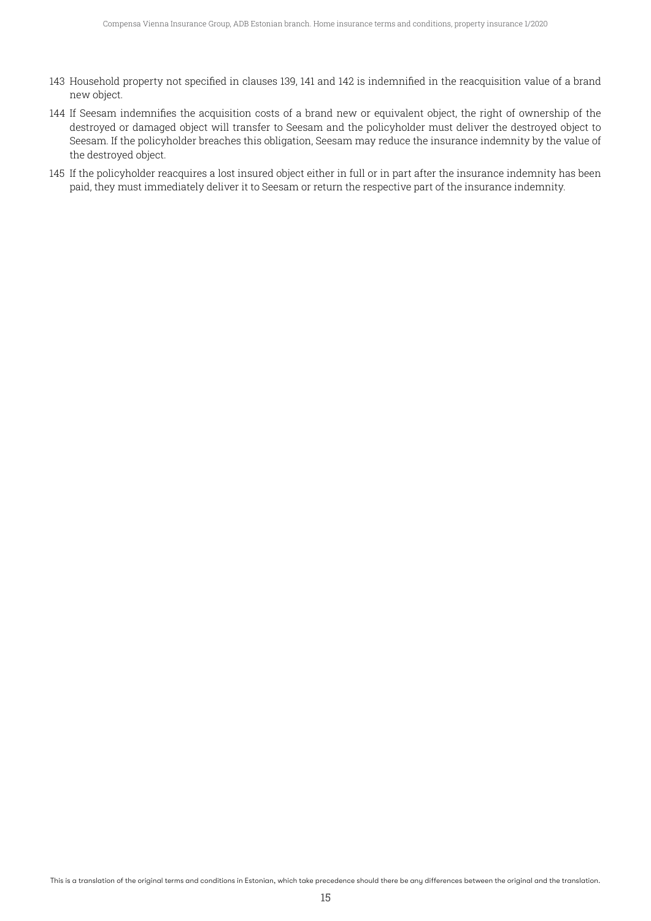143 Household property not specified in clauses 139, 141 and 142 is indemnified in the reacquisition value of a brand new object.

144 If Seesam indemnifies the acquisition costs of a brand new or equivalent object, the right of ownership of the destroyed or damaged object will transfer to Seesam and the policyholder must deliver the destroyed object to Seesam. If the policyholder breaches this obligation, Seesam may reduce the insurance indemnity by the value of the destroyed object.

145 If the policyholder reacquires a lost insured object either in full or in part after the insurance indemnity has been paid, they must immediately deliver it to Seesam or return the respective part of the insurance indemnity.